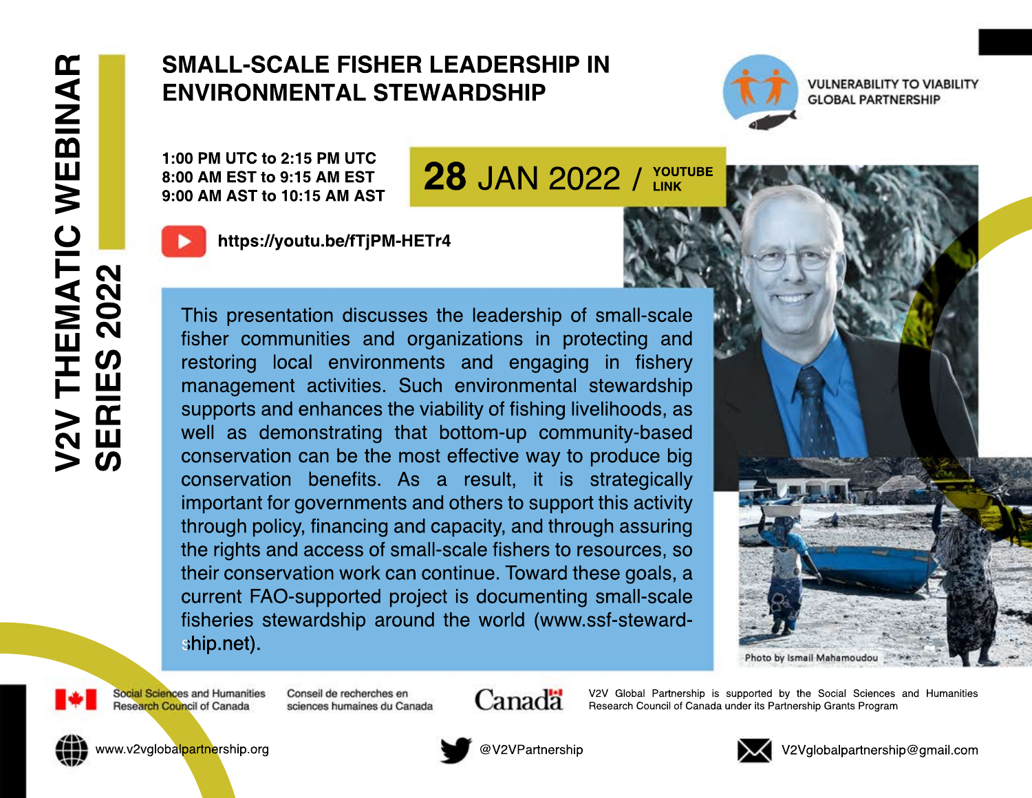# V2V THEMATIC WEBINAR SERIES 2022

## SMALL-SCALE FISHER LEADERSHIP IN ENVIRONMENTAL STEWARDSHIP

VULNERABILITY TO VIABILITY GLOBAL PARTNERSHIP

1:00 PM UTC to 2:15 PM UTC
8:00 AM EST to 9:15 AM EST
9:00 AM AST to 10:15 AM AST

**28 JAN 2022 / YOUTUBE LINK**

https://youtu.be/fTjPM-HETr4

This presentation discusses the leadership of small-scale fisher communities and organizations in protecting and restoring local environments and engaging in fishery management activities. Such environmental stewardship supports and enhances the viability of fishing livelihoods, as well as demonstrating that bottom-up community-based conservation can be the most effective way to produce big conservation benefits. As a result, it is strategically important for governments and others to support this activity through policy, financing and capacity, and through assuring the rights and access of small-scale fishers to resources, so their conservation work can continue. Toward these goals, a current FAO-supported project is documenting small-scale fisheries stewardship around the world (www.ssf-stewardship.net).

Photo by Ismail Mahamoudou

Social Sciences and Humanities Research Council of Canada | Conseil de recherches en sciences humaines du Canada | Canada

V2V Global Partnership is supported by the Social Sciences and Humanities Research Council of Canada under its Partnership Grants Program

www.v2vglobalpartnership.org | @V2VPartnership | V2Vglobalpartnership@gmail.com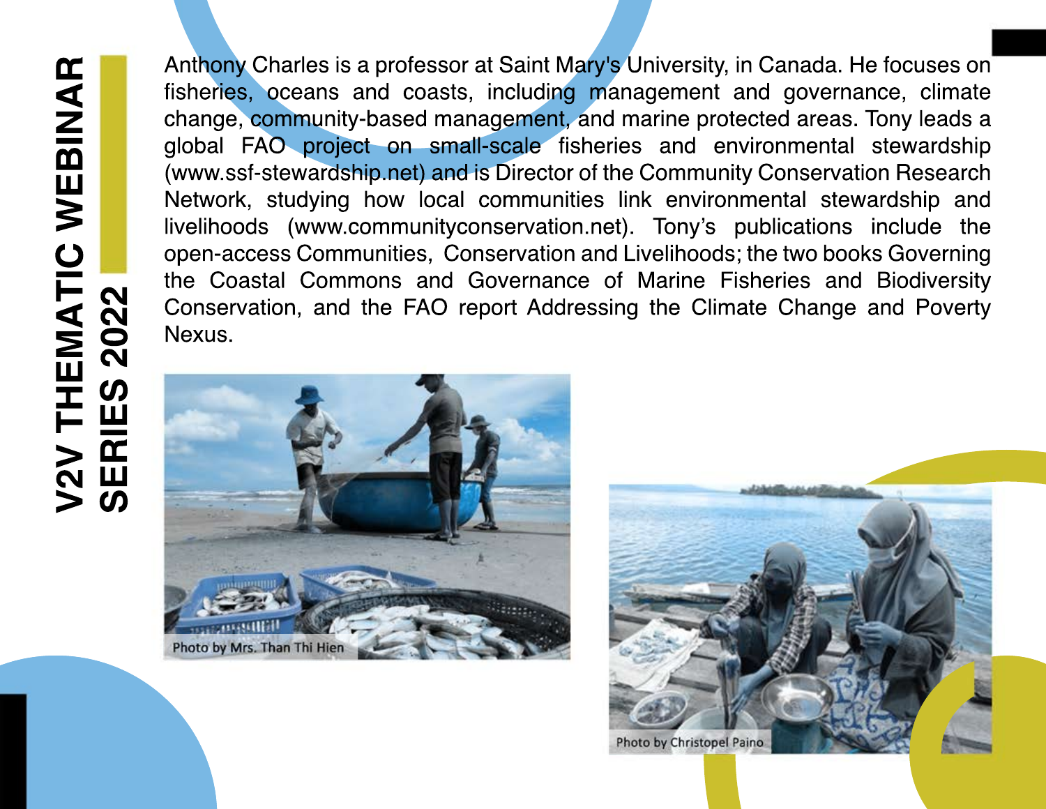V2V THEMATIC WEBINAR SERIES 2022

Anthony Charles is a professor at Saint Mary's University, in Canada. He focuses on fisheries, oceans and coasts, including management and governance, climate change, community-based management, and marine protected areas. Tony leads a global FAO project on small-scale fisheries and environmental stewardship (www.ssf-stewardship.net) and is Director of the Community Conservation Research Network, studying how local communities link environmental stewardship and livelihoods (www.communityconservation.net). Tony's publications include the open-access Communities, Conservation and Livelihoods; the two books Governing the Coastal Commons and Governance of Marine Fisheries and Biodiversity Conservation, and the FAO report Addressing the Climate Change and Poverty Nexus.

Photo by Mrs. Than Thi Hien

Photo by Christopel Paino